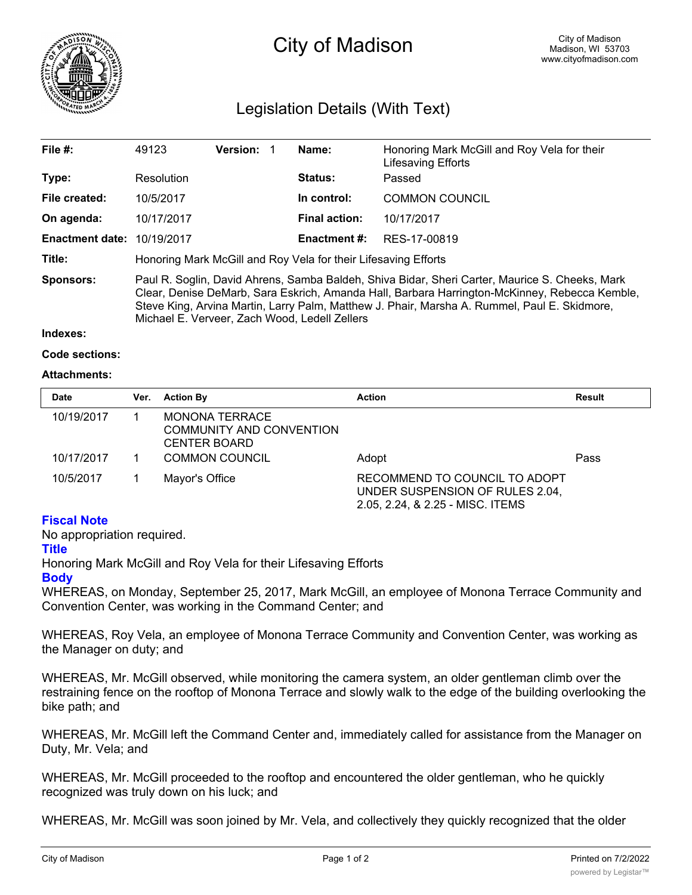# City of Madison

City of Madison
Madison, WI 53703
www.cityofmadison.com

## Legislation Details (With Text)

| | | | | | |
|---|---|---|---|---|---|
| **File #:** | 49123 | **Version:** 1 | | **Name:** | Honoring Mark McGill and Roy Vela for their Lifesaving Efforts |
| **Type:** | Resolution | | | **Status:** | Passed |
| **File created:** | 10/5/2017 | | | **In control:** | COMMON COUNCIL |
| **On agenda:** | 10/17/2017 | | | **Final action:** | 10/17/2017 |
| **Enactment date:** | 10/19/2017 | | | **Enactment #:** | RES-17-00819 |

**Title:** Honoring Mark McGill and Roy Vela for their Lifesaving Efforts

**Sponsors:** Paul R. Soglin, David Ahrens, Samba Baldeh, Shiva Bidar, Sheri Carter, Maurice S. Cheeks, Mark Clear, Denise DeMarb, Sara Eskrich, Amanda Hall, Barbara Harrington-McKinney, Rebecca Kemble, Steve King, Arvina Martin, Larry Palm, Matthew J. Phair, Marsha A. Rummel, Paul E. Skidmore, Michael E. Verveer, Zach Wood, Ledell Zellers

**Indexes:**

**Code sections:**

**Attachments:**

| Date | Ver. | Action By | Action | Result |
|---|---|---|---|---|
| 10/19/2017 | 1 | MONONA TERRACE COMMUNITY AND CONVENTION CENTER BOARD | | |
| 10/17/2017 | 1 | COMMON COUNCIL | Adopt | Pass |
| 10/5/2017 | 1 | Mayor's Office | RECOMMEND TO COUNCIL TO ADOPT UNDER SUSPENSION OF RULES 2.04, 2.05, 2.24, & 2.25 - MISC. ITEMS | |

### Fiscal Note

No appropriation required.

### Title

Honoring Mark McGill and Roy Vela for their Lifesaving Efforts

### Body

WHEREAS, on Monday, September 25, 2017, Mark McGill, an employee of Monona Terrace Community and Convention Center, was working in the Command Center; and

WHEREAS, Roy Vela, an employee of Monona Terrace Community and Convention Center, was working as the Manager on duty; and

WHEREAS, Mr. McGill observed, while monitoring the camera system, an older gentleman climb over the restraining fence on the rooftop of Monona Terrace and slowly walk to the edge of the building overlooking the bike path; and

WHEREAS, Mr. McGill left the Command Center and, immediately called for assistance from the Manager on Duty, Mr. Vela; and

WHEREAS, Mr. McGill proceeded to the rooftop and encountered the older gentleman, who he quickly recognized was truly down on his luck; and

WHEREAS, Mr. McGill was soon joined by Mr. Vela, and collectively they quickly recognized that the older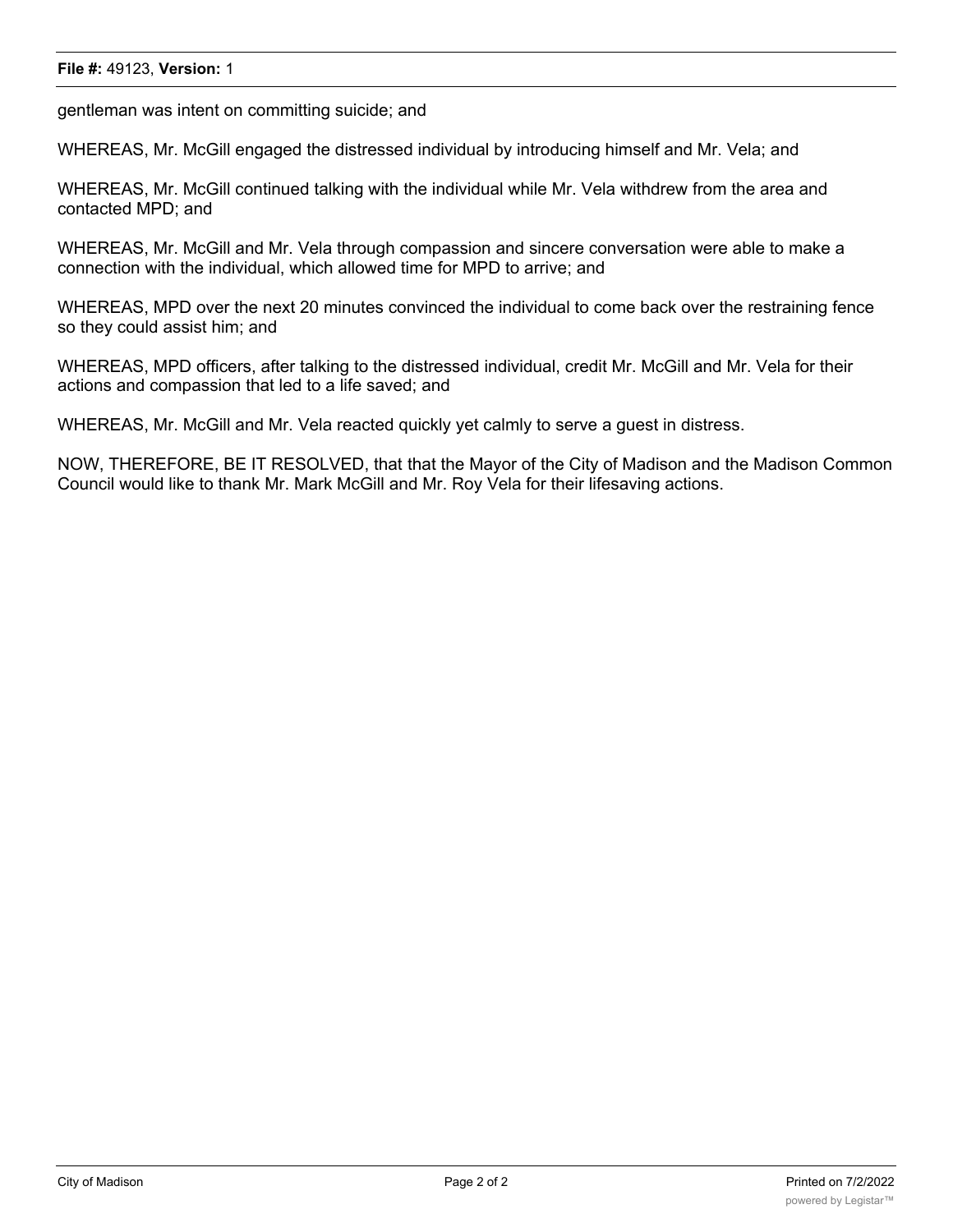gentleman was intent on committing suicide; and

WHEREAS, Mr. McGill engaged the distressed individual by introducing himself and Mr. Vela; and

WHEREAS, Mr. McGill continued talking with the individual while Mr. Vela withdrew from the area and contacted MPD; and

WHEREAS, Mr. McGill and Mr. Vela through compassion and sincere conversation were able to make a connection with the individual, which allowed time for MPD to arrive; and

WHEREAS, MPD over the next 20 minutes convinced the individual to come back over the restraining fence so they could assist him; and

WHEREAS, MPD officers, after talking to the distressed individual, credit Mr. McGill and Mr. Vela for their actions and compassion that led to a life saved; and

WHEREAS, Mr. McGill and Mr. Vela reacted quickly yet calmly to serve a guest in distress.

NOW, THEREFORE, BE IT RESOLVED, that that the Mayor of the City of Madison and the Madison Common Council would like to thank Mr. Mark McGill and Mr. Roy Vela for their lifesaving actions.